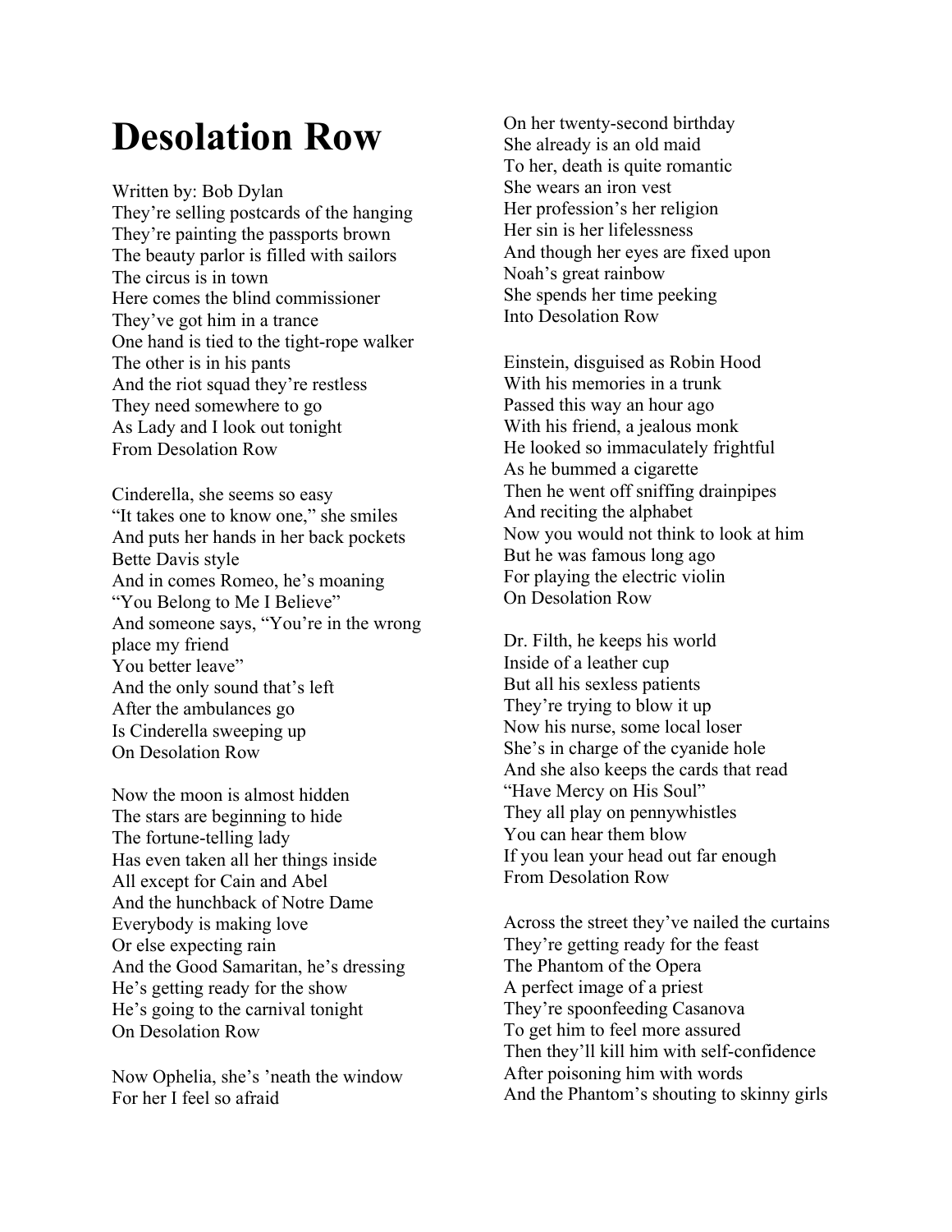## **Desolation Row**

Written by: Bob Dylan

They're selling postcards of the hanging They're painting the passports brown The beauty parlor is filled with sailors The circus is in town Here comes the blind commissioner They've got him in a trance One hand is tied to the tight-rope walker The other is in his pants And the riot squad they're restless They need somewhere to go As Lady and I look out tonight From Desolation Row

Cinderella, she seems so easy "It takes one to know one," she smiles And puts her hands in her back pockets Bette Davis style And in comes Romeo, he's moaning "You Belong to Me I Believe" And someone says, "You're in the wrong place my friend You better leave" And the only sound that's left After the ambulances go Is Cinderella sweeping up On Desolation Row

Now the moon is almost hidden The stars are beginning to hide The fortune-telling lady Has even taken all her things inside All except for Cain and Abel And the hunchback of Notre Dame Everybody is making love Or else expecting rain And the Good Samaritan, he's dressing He's getting ready for the show He's going to the carnival tonight On Desolation Row

Now Ophelia, she's 'neath the window For her I feel so afraid

On her twenty-second birthday She already is an old maid To her, death is quite romantic She wears an iron vest Her profession's her religion Her sin is her lifelessness And though her eyes are fixed upon Noah's great rainbow She spends her time peeking Into Desolation Row

Einstein, disguised as Robin Hood With his memories in a trunk Passed this way an hour ago With his friend, a jealous monk He looked so immaculately frightful As he bummed a cigarette Then he went off sniffing drainpipes And reciting the alphabet Now you would not think to look at him But he was famous long ago For playing the electric violin On Desolation Row

Dr. Filth, he keeps his world Inside of a leather cup But all his sexless patients They're trying to blow it up Now his nurse, some local loser She's in charge of the cyanide hole And she also keeps the cards that read "Have Mercy on His Soul" They all play on pennywhistles You can hear them blow If you lean your head out far enough From Desolation Row

Across the street they've nailed the curtains They're getting ready for the feast The Phantom of the Opera A perfect image of a priest They're spoonfeeding Casanova To get him to feel more assured Then they'll kill him with self-confidence After poisoning him with words And the Phantom's shouting to skinny girls